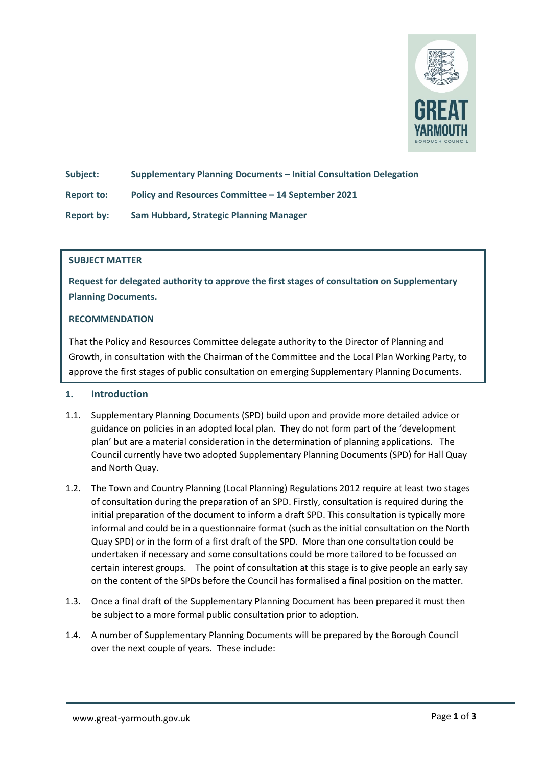**Subject:** **Supplementary Planning Documents – Initial Consultation Delegation**

**Report to:** **Policy and Resources Committee – 14 September 2021**

**Report by:** **Sam Hubbard, Strategic Planning Manager**

**SUBJECT MATTER**

**Request for delegated authority to approve the first stages of consultation on Supplementary Planning Documents.**

**RECOMMENDATION**

That the Policy and Resources Committee delegate authority to the Director of Planning and Growth, in consultation with the Chairman of the Committee and the Local Plan Working Party, to approve the first stages of public consultation on emerging Supplementary Planning Documents.

## 1. Introduction

1.1. Supplementary Planning Documents (SPD) build upon and provide more detailed advice or guidance on policies in an adopted local plan. They do not form part of the 'development plan' but are a material consideration in the determination of planning applications. The Council currently have two adopted Supplementary Planning Documents (SPD) for Hall Quay and North Quay.

1.2. The Town and Country Planning (Local Planning) Regulations 2012 require at least two stages of consultation during the preparation of an SPD. Firstly, consultation is required during the initial preparation of the document to inform a draft SPD. This consultation is typically more informal and could be in a questionnaire format (such as the initial consultation on the North Quay SPD) or in the form of a first draft of the SPD. More than one consultation could be undertaken if necessary and some consultations could be more tailored to be focussed on certain interest groups. The point of consultation at this stage is to give people an early say on the content of the SPDs before the Council has formalised a final position on the matter.

1.3. Once a final draft of the Supplementary Planning Document has been prepared it must then be subject to a more formal public consultation prior to adoption.

1.4. A number of Supplementary Planning Documents will be prepared by the Borough Council over the next couple of years. These include: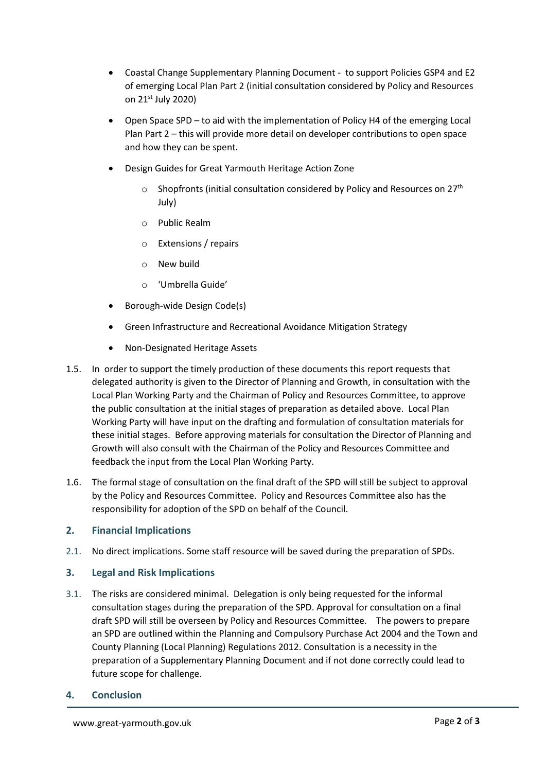- Coastal Change Supplementary Planning Document - to support Policies GSP4 and E2 of emerging Local Plan Part 2 (initial consultation considered by Policy and Resources on 21st July 2020)
- Open Space SPD – to aid with the implementation of Policy H4 of the emerging Local Plan Part 2 – this will provide more detail on developer contributions to open space and how they can be spent.
- Design Guides for Great Yarmouth Heritage Action Zone
  - Shopfronts (initial consultation considered by Policy and Resources on 27th July)
  - Public Realm
  - Extensions / repairs
  - New build
  - 'Umbrella Guide'
- Borough-wide Design Code(s)
- Green Infrastructure and Recreational Avoidance Mitigation Strategy
- Non-Designated Heritage Assets

1.5. In order to support the timely production of these documents this report requests that delegated authority is given to the Director of Planning and Growth, in consultation with the Local Plan Working Party and the Chairman of Policy and Resources Committee, to approve the public consultation at the initial stages of preparation as detailed above. Local Plan Working Party will have input on the drafting and formulation of consultation materials for these initial stages. Before approving materials for consultation the Director of Planning and Growth will also consult with the Chairman of the Policy and Resources Committee and feedback the input from the Local Plan Working Party.

1.6. The formal stage of consultation on the final draft of the SPD will still be subject to approval by the Policy and Resources Committee. Policy and Resources Committee also has the responsibility for adoption of the SPD on behalf of the Council.

## 2. Financial Implications

2.1. No direct implications. Some staff resource will be saved during the preparation of SPDs.

## 3. Legal and Risk Implications

3.1. The risks are considered minimal. Delegation is only being requested for the informal consultation stages during the preparation of the SPD. Approval for consultation on a final draft SPD will still be overseen by Policy and Resources Committee. The powers to prepare an SPD are outlined within the Planning and Compulsory Purchase Act 2004 and the Town and County Planning (Local Planning) Regulations 2012. Consultation is a necessity in the preparation of a Supplementary Planning Document and if not done correctly could lead to future scope for challenge.

## 4. Conclusion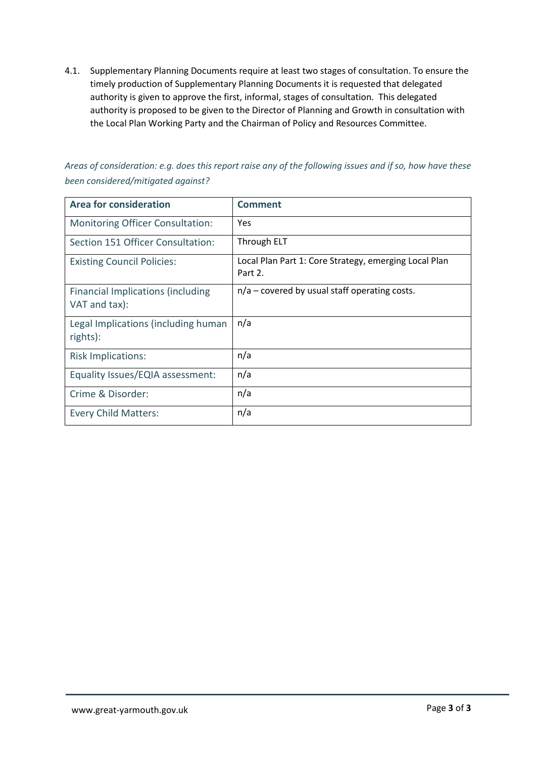4.1. Supplementary Planning Documents require at least two stages of consultation. To ensure the timely production of Supplementary Planning Documents it is requested that delegated authority is given to approve the first, informal, stages of consultation. This delegated authority is proposed to be given to the Director of Planning and Growth in consultation with the Local Plan Working Party and the Chairman of Policy and Resources Committee.

*Areas of consideration: e.g. does this report raise any of the following issues and if so, how have these been considered/mitigated against?*

| Area for consideration | Comment |
|---|---|
| Monitoring Officer Consultation: | Yes |
| Section 151 Officer Consultation: | Through ELT |
| Existing Council Policies: | Local Plan Part 1: Core Strategy, emerging Local Plan Part 2. |
| Financial Implications (including VAT and tax): | n/a – covered by usual staff operating costs. |
| Legal Implications (including human rights): | n/a |
| Risk Implications: | n/a |
| Equality Issues/EQIA assessment: | n/a |
| Crime & Disorder: | n/a |
| Every Child Matters: | n/a |